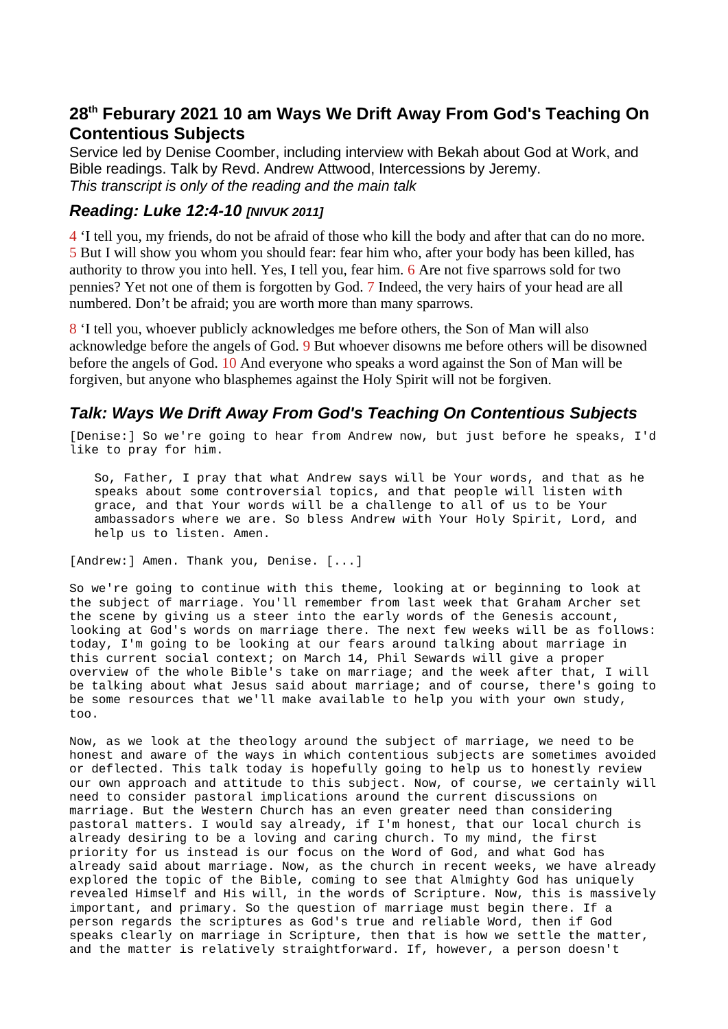## 28th Feburary 2021 10 am Ways We Drift Away From God's Teaching On Contentious Subjects

Service led by Denise Coomber, including interview with Bekah about God at Work, and Bible readings. Talk by Revd. Andrew Attwood, Intercessions by Jeremy.
*This transcript is only of the reading and the main talk*

### *Reading: Luke 12:4-10 [NIVUK 2011]*

4 'I tell you, my friends, do not be afraid of those who kill the body and after that can do no more. 5 But I will show you whom you should fear: fear him who, after your body has been killed, has authority to throw you into hell. Yes, I tell you, fear him. 6 Are not five sparrows sold for two pennies? Yet not one of them is forgotten by God. 7 Indeed, the very hairs of your head are all numbered. Don't be afraid; you are worth more than many sparrows.

8 'I tell you, whoever publicly acknowledges me before others, the Son of Man will also acknowledge before the angels of God. 9 But whoever disowns me before others will be disowned before the angels of God. 10 And everyone who speaks a word against the Son of Man will be forgiven, but anyone who blasphemes against the Holy Spirit will not be forgiven.

### *Talk: Ways We Drift Away From God's Teaching On Contentious Subjects*

[Denise:] So we're going to hear from Andrew now, but just before he speaks, I'd like to pray for him.

> So, Father, I pray that what Andrew says will be Your words, and that as he speaks about some controversial topics, and that people will listen with grace, and that Your words will be a challenge to all of us to be Your ambassadors where we are. So bless Andrew with Your Holy Spirit, Lord, and help us to listen. Amen.

[Andrew:] Amen. Thank you, Denise. [...]

So we're going to continue with this theme, looking at or beginning to look at the subject of marriage. You'll remember from last week that Graham Archer set the scene by giving us a steer into the early words of the Genesis account, looking at God's words on marriage there. The next few weeks will be as follows: today, I'm going to be looking at our fears around talking about marriage in this current social context; on March 14, Phil Sewards will give a proper overview of the whole Bible's take on marriage; and the week after that, I will be talking about what Jesus said about marriage; and of course, there's going to be some resources that we'll make available to help you with your own study, too.

Now, as we look at the theology around the subject of marriage, we need to be honest and aware of the ways in which contentious subjects are sometimes avoided or deflected. This talk today is hopefully going to help us to honestly review our own approach and attitude to this subject. Now, of course, we certainly will need to consider pastoral implications around the current discussions on marriage. But the Western Church has an even greater need than considering pastoral matters. I would say already, if I'm honest, that our local church is already desiring to be a loving and caring church. To my mind, the first priority for us instead is our focus on the Word of God, and what God has already said about marriage. Now, as the church in recent weeks, we have already explored the topic of the Bible, coming to see that Almighty God has uniquely revealed Himself and His will, in the words of Scripture. Now, this is massively important, and primary. So the question of marriage must begin there. If a person regards the scriptures as God's true and reliable Word, then if God speaks clearly on marriage in Scripture, then that is how we settle the matter, and the matter is relatively straightforward. If, however, a person doesn't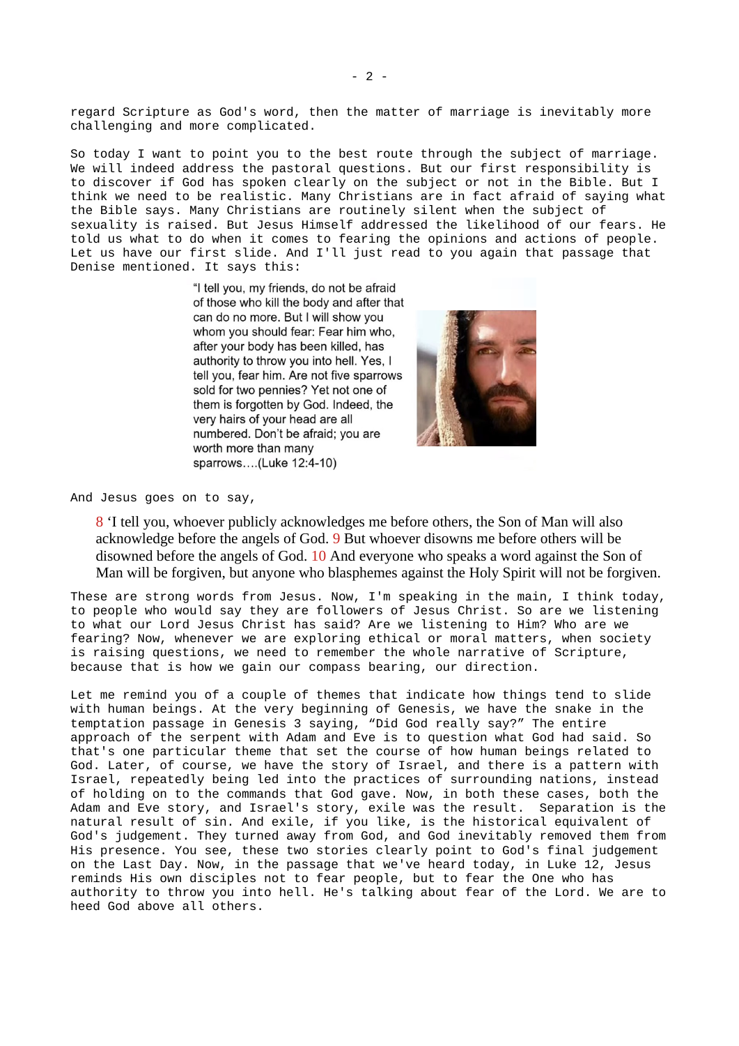regard Scripture as God's word, then the matter of marriage is inevitably more challenging and more complicated.

So today I want to point you to the best route through the subject of marriage. We will indeed address the pastoral questions. But our first responsibility is to discover if God has spoken clearly on the subject or not in the Bible. But I think we need to be realistic. Many Christians are in fact afraid of saying what the Bible says. Many Christians are routinely silent when the subject of sexuality is raised. But Jesus Himself addressed the likelihood of our fears. He told us what to do when it comes to fearing the opinions and actions of people. Let us have our first slide. And I'll just read to you again that passage that Denise mentioned. It says this:

> "I tell you, my friends, do not be afraid of those who kill the body and after that can do no more. But I will show you whom you should fear: Fear him who, after your body has been killed, has authority to throw you into hell. Yes, I tell you, fear him. Are not five sparrows sold for two pennies? Yet not one of them is forgotten by God. Indeed, the very hairs of your head are all numbered. Don't be afraid; you are worth more than many sparrows….(Luke 12:4-10)

And Jesus goes on to say,

> 8 'I tell you, whoever publicly acknowledges me before others, the Son of Man will also acknowledge before the angels of God. 9 But whoever disowns me before others will be disowned before the angels of God. 10 And everyone who speaks a word against the Son of Man will be forgiven, but anyone who blasphemes against the Holy Spirit will not be forgiven.

These are strong words from Jesus. Now, I'm speaking in the main, I think today, to people who would say they are followers of Jesus Christ. So are we listening to what our Lord Jesus Christ has said? Are we listening to Him? Who are we fearing? Now, whenever we are exploring ethical or moral matters, when society is raising questions, we need to remember the whole narrative of Scripture, because that is how we gain our compass bearing, our direction.

Let me remind you of a couple of themes that indicate how things tend to slide with human beings. At the very beginning of Genesis, we have the snake in the temptation passage in Genesis 3 saying, "Did God really say?" The entire approach of the serpent with Adam and Eve is to question what God had said. So that's one particular theme that set the course of how human beings related to God. Later, of course, we have the story of Israel, and there is a pattern with Israel, repeatedly being led into the practices of surrounding nations, instead of holding on to the commands that God gave. Now, in both these cases, both the Adam and Eve story, and Israel's story, exile was the result. Separation is the natural result of sin. And exile, if you like, is the historical equivalent of God's judgement. They turned away from God, and God inevitably removed them from His presence. You see, these two stories clearly point to God's final judgement on the Last Day. Now, in the passage that we've heard today, in Luke 12, Jesus reminds His own disciples not to fear people, but to fear the One who has authority to throw you into hell. He's talking about fear of the Lord. We are to heed God above all others.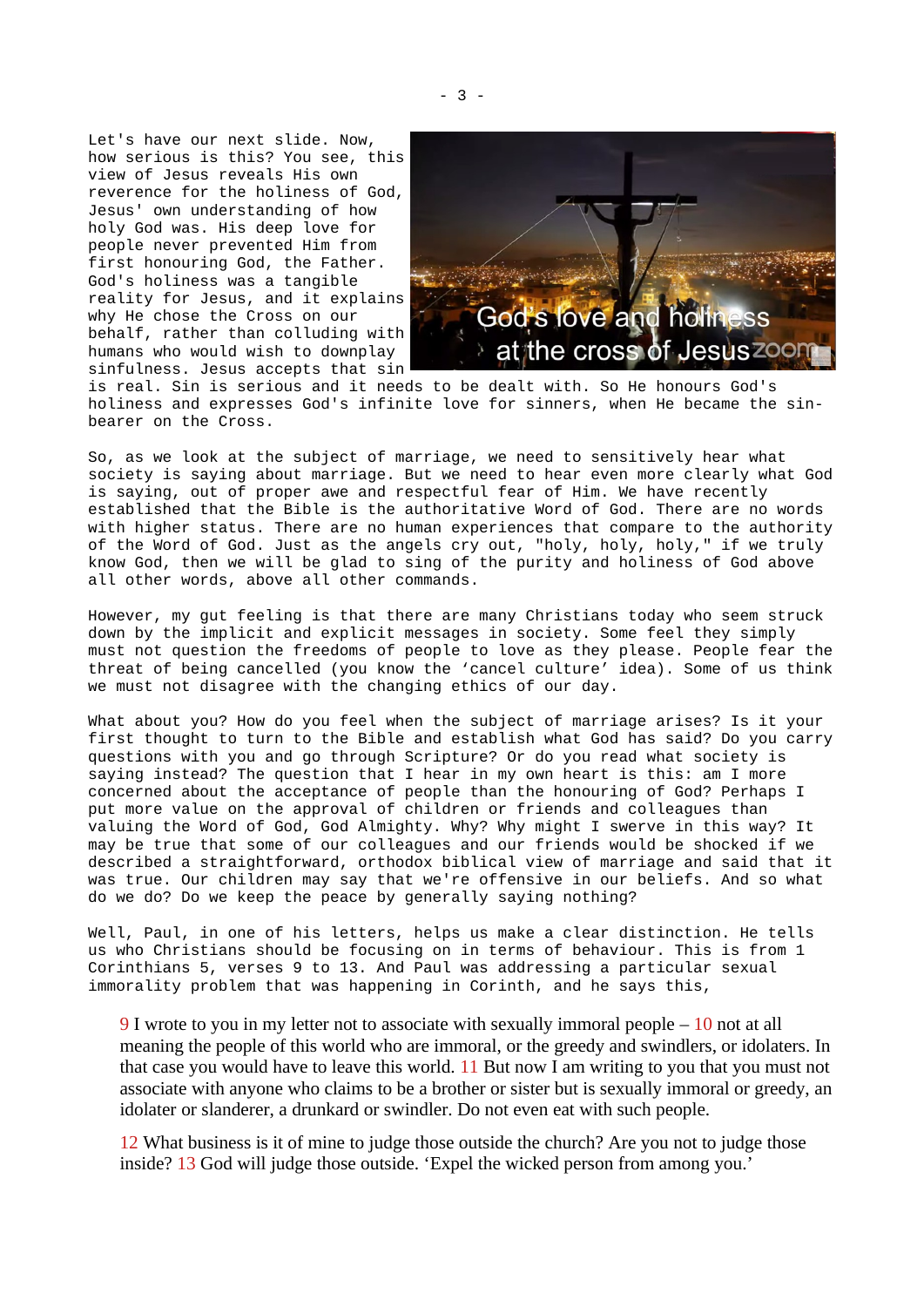Let's have our next slide. Now, how serious is this? You see, this view of Jesus reveals His own reverence for the holiness of God, Jesus' own understanding of how holy God was. His deep love for people never prevented Him from first honouring God, the Father. God's holiness was a tangible reality for Jesus, and it explains why He chose the Cross on our behalf, rather than colluding with humans who would wish to downplay sinfulness. Jesus accepts that sin is real. Sin is serious and it needs to be dealt with. So He honours God's holiness and expresses God's infinite love for sinners, when He became the sin-bearer on the Cross.

So, as we look at the subject of marriage, we need to sensitively hear what society is saying about marriage. But we need to hear even more clearly what God is saying, out of proper awe and respectful fear of Him. We have recently established that the Bible is the authoritative Word of God. There are no words with higher status. There are no human experiences that compare to the authority of the Word of God. Just as the angels cry out, "holy, holy, holy," if we truly know God, then we will be glad to sing of the purity and holiness of God above all other words, above all other commands.

However, my gut feeling is that there are many Christians today who seem struck down by the implicit and explicit messages in society. Some feel they simply must not question the freedoms of people to love as they please. People fear the threat of being cancelled (you know the 'cancel culture' idea). Some of us think we must not disagree with the changing ethics of our day.

What about you? How do you feel when the subject of marriage arises? Is it your first thought to turn to the Bible and establish what God has said? Do you carry questions with you and go through Scripture? Or do you read what society is saying instead? The question that I hear in my own heart is this: am I more concerned about the acceptance of people than the honouring of God? Perhaps I put more value on the approval of children or friends and colleagues than valuing the Word of God, God Almighty. Why? Why might I swerve in this way? It may be true that some of our colleagues and our friends would be shocked if we described a straightforward, orthodox biblical view of marriage and said that it was true. Our children may say that we're offensive in our beliefs. And so what do we do? Do we keep the peace by generally saying nothing?

Well, Paul, in one of his letters, helps us make a clear distinction. He tells us who Christians should be focusing on in terms of behaviour. This is from 1 Corinthians 5, verses 9 to 13. And Paul was addressing a particular sexual immorality problem that was happening in Corinth, and he says this,

> 9 I wrote to you in my letter not to associate with sexually immoral people – 10 not at all meaning the people of this world who are immoral, or the greedy and swindlers, or idolaters. In that case you would have to leave this world. 11 But now I am writing to you that you must not associate with anyone who claims to be a brother or sister but is sexually immoral or greedy, an idolater or slanderer, a drunkard or swindler. Do not even eat with such people.
>
> 12 What business is it of mine to judge those outside the church? Are you not to judge those inside? 13 God will judge those outside. 'Expel the wicked person from among you.'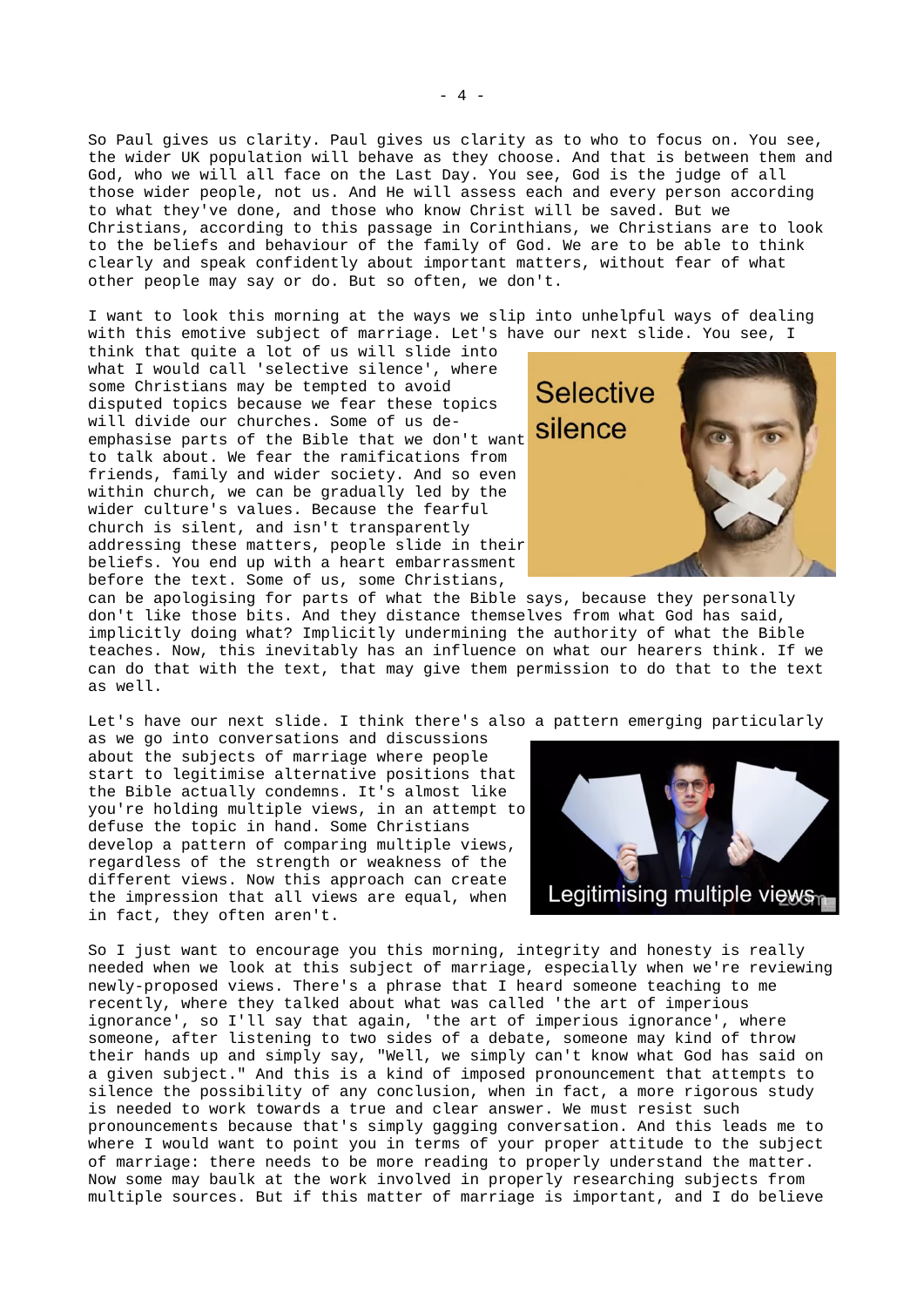So Paul gives us clarity. Paul gives us clarity as to who to focus on. You see, the wider UK population will behave as they choose. And that is between them and God, who we will all face on the Last Day. You see, God is the judge of all those wider people, not us. And He will assess each and every person according to what they've done, and those who know Christ will be saved. But we Christians, according to this passage in Corinthians, we Christians are to look to the beliefs and behaviour of the family of God. We are to be able to think clearly and speak confidently about important matters, without fear of what other people may say or do. But so often, we don't.

I want to look this morning at the ways we slip into unhelpful ways of dealing with this emotive subject of marriage. Let's have our next slide. You see, I think that quite a lot of us will slide into what I would call 'selective silence', where some Christians may be tempted to avoid disputed topics because we fear these topics will divide our churches. Some of us de-emphasise parts of the Bible that we don't want to talk about. We fear the ramifications from friends, family and wider society. And so even within church, we can be gradually led by the wider culture's values. Because the fearful church is silent, and isn't transparently addressing these matters, people slide in their beliefs. You end up with a heart embarrassment before the text. Some of us, some Christians, can be apologising for parts of what the Bible says, because they personally don't like those bits. And they distance themselves from what God has said, implicitly doing what? Implicitly undermining the authority of what the Bible teaches. Now, this inevitably has an influence on what our hearers think. If we can do that with the text, that may give them permission to do that to the text as well.

Let's have our next slide. I think there's also a pattern emerging particularly as we go into conversations and discussions about the subjects of marriage where people start to legitimise alternative positions that the Bible actually condemns. It's almost like you're holding multiple views, in an attempt to defuse the topic in hand. Some Christians develop a pattern of comparing multiple views, regardless of the strength or weakness of the different views. Now this approach can create the impression that all views are equal, when in fact, they often aren't.

So I just want to encourage you this morning, integrity and honesty is really needed when we look at this subject of marriage, especially when we're reviewing newly-proposed views. There's a phrase that I heard someone teaching to me recently, where they talked about what was called 'the art of imperious ignorance', so I'll say that again, 'the art of imperious ignorance', where someone, after listening to two sides of a debate, someone may kind of throw their hands up and simply say, "Well, we simply can't know what God has said on a given subject." And this is a kind of imposed pronouncement that attempts to silence the possibility of any conclusion, when in fact, a more rigorous study is needed to work towards a true and clear answer. We must resist such pronouncements because that's simply gagging conversation. And this leads me to where I would want to point you in terms of your proper attitude to the subject of marriage: there needs to be more reading to properly understand the matter. Now some may baulk at the work involved in properly researching subjects from multiple sources. But if this matter of marriage is important, and I do believe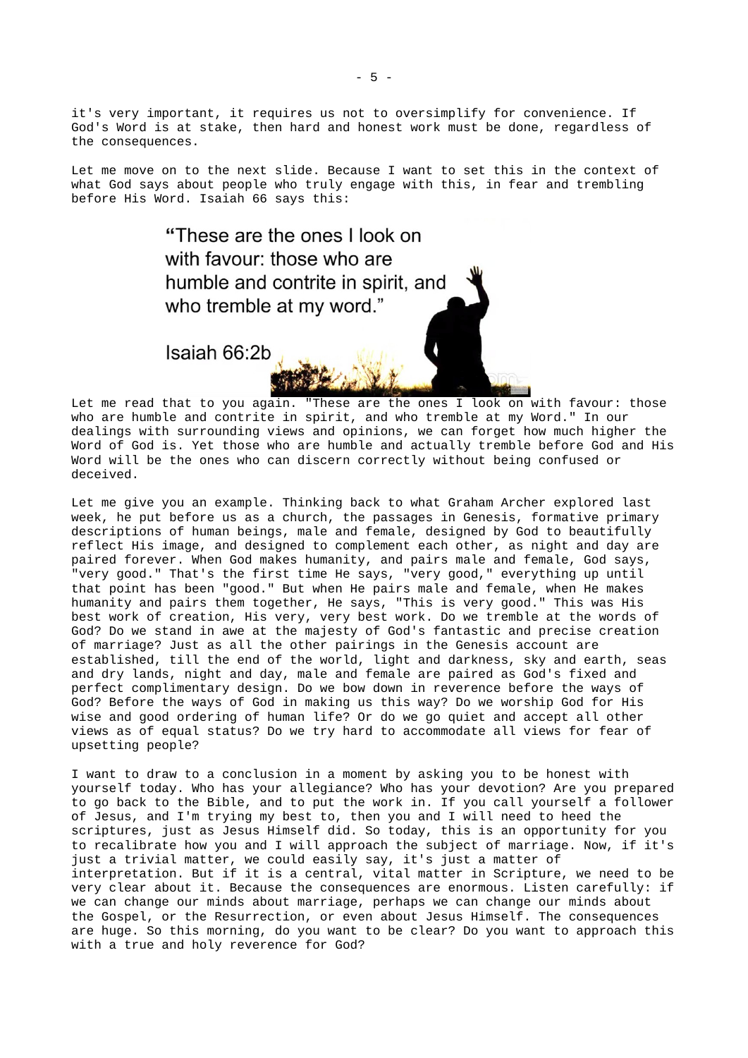it's very important, it requires us not to oversimplify for convenience. If God's Word is at stake, then hard and honest work must be done, regardless of the consequences.

Let me move on to the next slide. Because I want to set this in the context of what God says about people who truly engage with this, in fear and trembling before His Word. Isaiah 66 says this:

> "These are the ones I look on with favour: those who are humble and contrite in spirit, and who tremble at my word."
>
> Isaiah 66:2b

Let me read that to you again. "These are the ones I look on with favour: those who are humble and contrite in spirit, and who tremble at my Word." In our dealings with surrounding views and opinions, we can forget how much higher the Word of God is. Yet those who are humble and actually tremble before God and His Word will be the ones who can discern correctly without being confused or deceived.

Let me give you an example. Thinking back to what Graham Archer explored last week, he put before us as a church, the passages in Genesis, formative primary descriptions of human beings, male and female, designed by God to beautifully reflect His image, and designed to complement each other, as night and day are paired forever. When God makes humanity, and pairs male and female, God says, "very good." That's the first time He says, "very good," everything up until that point has been "good." But when He pairs male and female, when He makes humanity and pairs them together, He says, "This is very good." This was His best work of creation, His very, very best work. Do we tremble at the words of God? Do we stand in awe at the majesty of God's fantastic and precise creation of marriage? Just as all the other pairings in the Genesis account are established, till the end of the world, light and darkness, sky and earth, seas and dry lands, night and day, male and female are paired as God's fixed and perfect complimentary design. Do we bow down in reverence before the ways of God? Before the ways of God in making us this way? Do we worship God for His wise and good ordering of human life? Or do we go quiet and accept all other views as of equal status? Do we try hard to accommodate all views for fear of upsetting people?

I want to draw to a conclusion in a moment by asking you to be honest with yourself today. Who has your allegiance? Who has your devotion? Are you prepared to go back to the Bible, and to put the work in. If you call yourself a follower of Jesus, and I'm trying my best to, then you and I will need to heed the scriptures, just as Jesus Himself did. So today, this is an opportunity for you to recalibrate how you and I will approach the subject of marriage. Now, if it's just a trivial matter, we could easily say, it's just a matter of interpretation. But if it is a central, vital matter in Scripture, we need to be very clear about it. Because the consequences are enormous. Listen carefully: if we can change our minds about marriage, perhaps we can change our minds about the Gospel, or the Resurrection, or even about Jesus Himself. The consequences are huge. So this morning, do you want to be clear? Do you want to approach this with a true and holy reverence for God?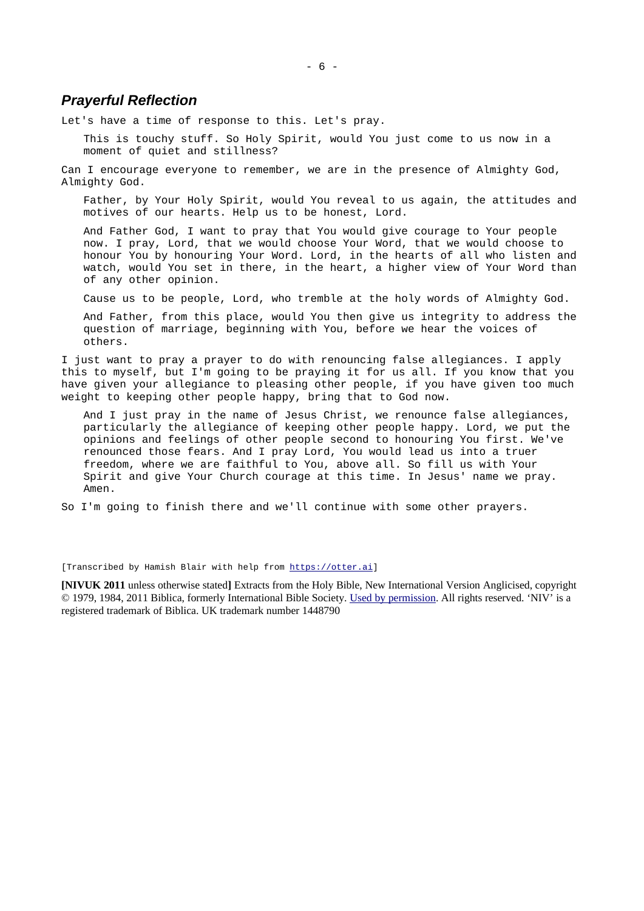## *Prayerful Reflection*

Let's have a time of response to this. Let's pray.

> This is touchy stuff. So Holy Spirit, would You just come to us now in a moment of quiet and stillness?

Can I encourage everyone to remember, we are in the presence of Almighty God, Almighty God.

> Father, by Your Holy Spirit, would You reveal to us again, the attitudes and motives of our hearts. Help us to be honest, Lord.
>
> And Father God, I want to pray that You would give courage to Your people now. I pray, Lord, that we would choose Your Word, that we would choose to honour You by honouring Your Word. Lord, in the hearts of all who listen and watch, would You set in there, in the heart, a higher view of Your Word than of any other opinion.
>
> Cause us to be people, Lord, who tremble at the holy words of Almighty God.
>
> And Father, from this place, would You then give us integrity to address the question of marriage, beginning with You, before we hear the voices of others.

I just want to pray a prayer to do with renouncing false allegiances. I apply this to myself, but I'm going to be praying it for us all. If you know that you have given your allegiance to pleasing other people, if you have given too much weight to keeping other people happy, bring that to God now.

> And I just pray in the name of Jesus Christ, we renounce false allegiances, particularly the allegiance of keeping other people happy. Lord, we put the opinions and feelings of other people second to honouring You first. We've renounced those fears. And I pray Lord, You would lead us into a truer freedom, where we are faithful to You, above all. So fill us with Your Spirit and give Your Church courage at this time. In Jesus' name we pray. Amen.

So I'm going to finish there and we'll continue with some other prayers.

[Transcribed by Hamish Blair with help from https://otter.ai]

**[NIVUK 2011** unless otherwise stated**]** Extracts from the Holy Bible, New International Version Anglicised, copyright © 1979, 1984, 2011 Biblica, formerly International Bible Society. Used by permission. All rights reserved. 'NIV' is a registered trademark of Biblica. UK trademark number 1448790